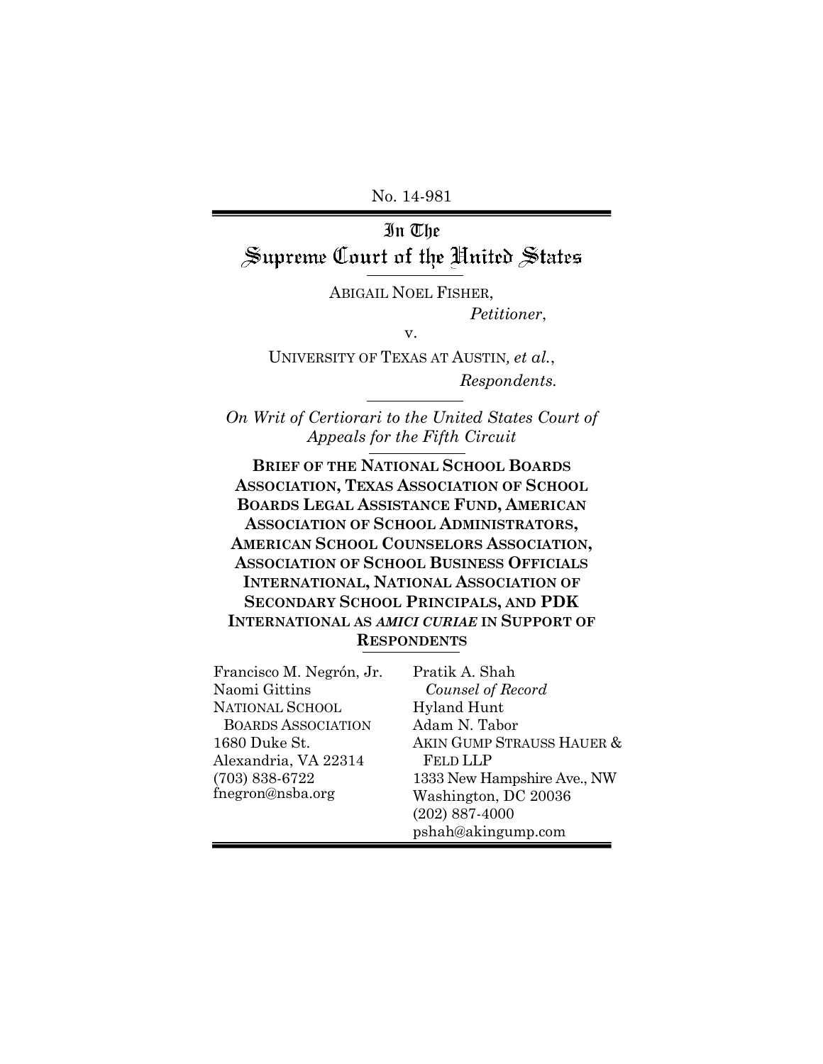No. 14-981

# In The Supreme Court of the United States

ABIGAIL NOEL FISHER,

*Petitioner*,

v.

UNIVERSITY OF TEXAS AT AUSTIN, *et al.*,

*Respondents.*

*On Writ of Certiorari to the United States Court of Appeals for the Fifth Circuit*

**BRIEF OF THE NATIONAL SCHOOL BOARDS ASSOCIATION, TEXAS ASSOCIATION OF SCHOOL BOARDS LEGAL ASSISTANCE FUND, AMERICAN ASSOCIATION OF SCHOOL ADMINISTRATORS, AMERICAN SCHOOL COUNSELORS ASSOCIATION, ASSOCIATION OF SCHOOL BUSINESS OFFICIALS INTERNATIONAL, NATIONAL ASSOCIATION OF SECONDARY SCHOOL PRINCIPALS, AND PDK INTERNATIONAL AS *AMICI CURIAE* IN SUPPORT OF RESPONDENTS**

Francisco M. Negrón, Jr.
Naomi Gittins
NATIONAL SCHOOL BOARDS ASSOCIATION
1680 Duke St.
Alexandria, VA 22314
(703) 838-6722
fnegron@nsba.org

Pratik A. Shah
*Counsel of Record*
Hyland Hunt
Adam N. Tabor
AKIN GUMP STRAUSS HAUER & FELD LLP
1333 New Hampshire Ave., NW
Washington, DC 20036
(202) 887-4000
pshah@akingump.com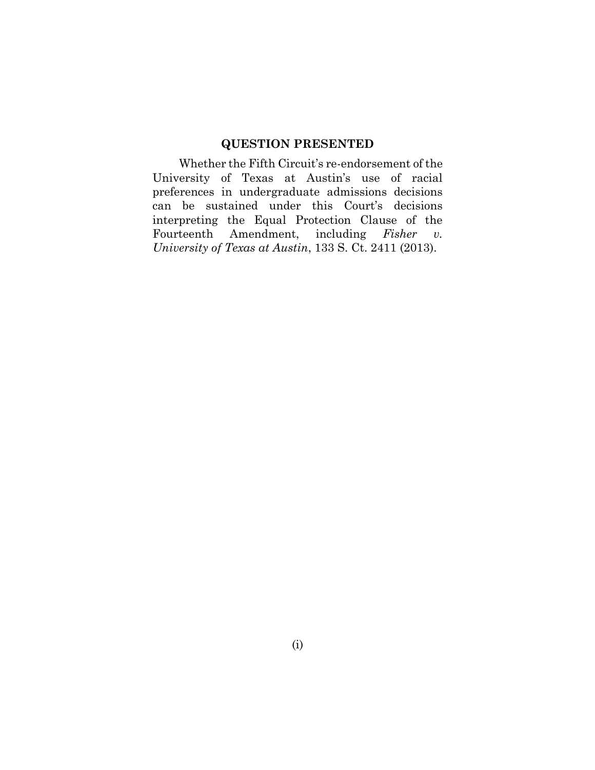## QUESTION PRESENTED

Whether the Fifth Circuit's re-endorsement of the University of Texas at Austin's use of racial preferences in undergraduate admissions decisions can be sustained under this Court's decisions interpreting the Equal Protection Clause of the Fourteenth Amendment, including *Fisher v. University of Texas at Austin*, 133 S. Ct. 2411 (2013).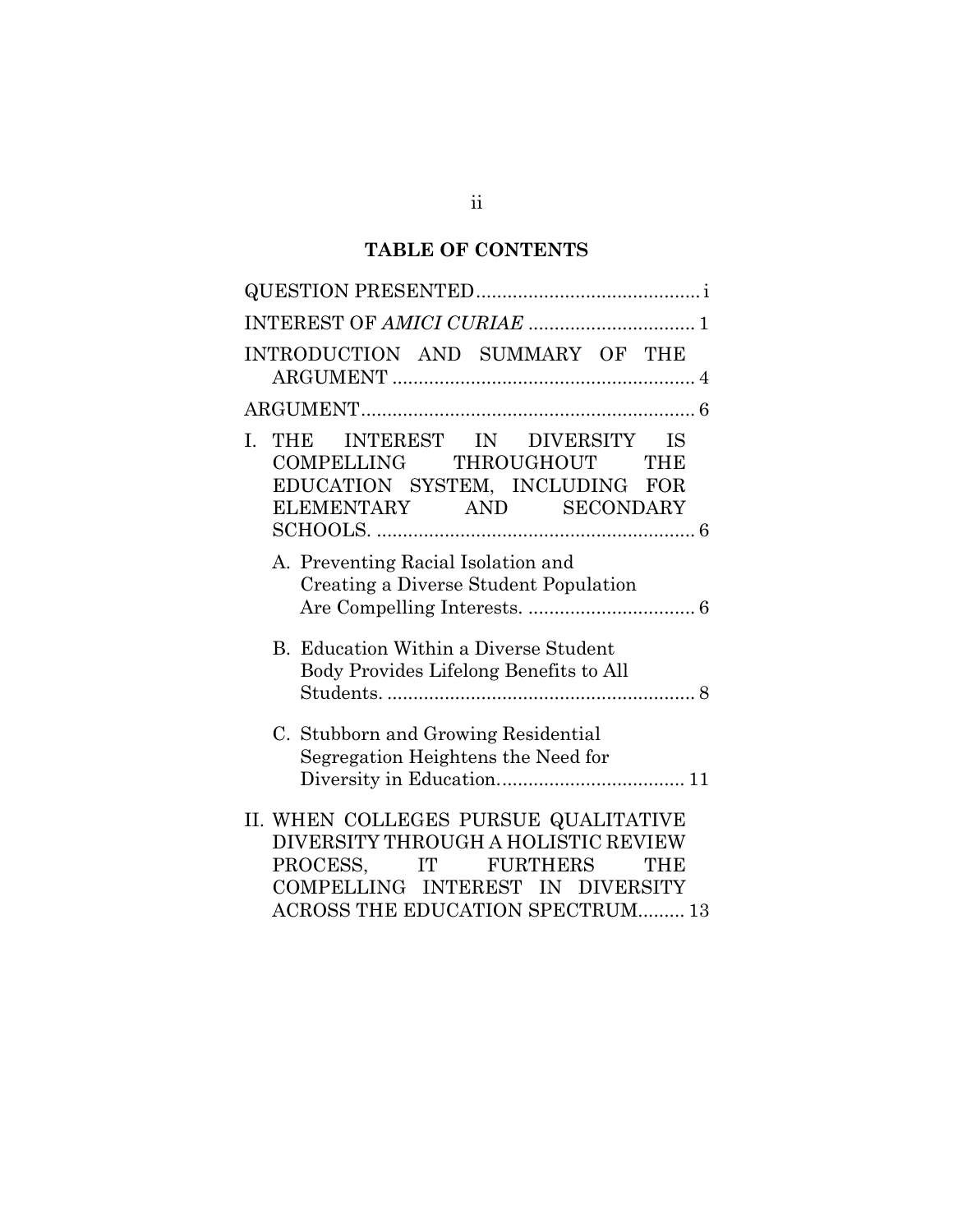## TABLE OF CONTENTS

QUESTION PRESENTED .......................................... i

INTEREST OF *AMICI CURIAE* ............................... 1

INTRODUCTION AND SUMMARY OF THE ARGUMENT ......................................................... 4

ARGUMENT ................................................................ 6

I. THE INTEREST IN DIVERSITY IS COMPELLING THROUGHOUT THE EDUCATION SYSTEM, INCLUDING FOR ELEMENTARY AND SECONDARY SCHOOLS. ............................................................ 6

   A. Preventing Racial Isolation and Creating a Diverse Student Population Are Compelling Interests. ................................ 6

   B. Education Within a Diverse Student Body Provides Lifelong Benefits to All Students. .......................................................... 8

   C. Stubborn and Growing Residential Segregation Heightens the Need for Diversity in Education. .................................. 11

II. WHEN COLLEGES PURSUE QUALITATIVE DIVERSITY THROUGH A HOLISTIC REVIEW PROCESS, IT FURTHERS THE COMPELLING INTEREST IN DIVERSITY ACROSS THE EDUCATION SPECTRUM......... 13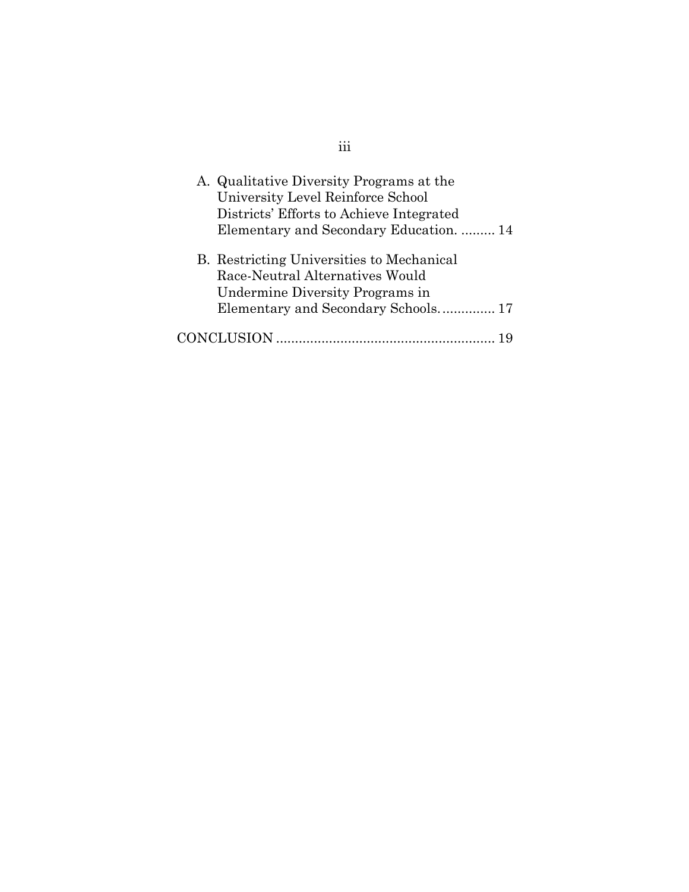A. Qualitative Diversity Programs at the University Level Reinforce School Districts' Efforts to Achieve Integrated Elementary and Secondary Education. ......... 14

B. Restricting Universities to Mechanical Race-Neutral Alternatives Would Undermine Diversity Programs in Elementary and Secondary Schools. ............. 17

CONCLUSION ......................................................... 19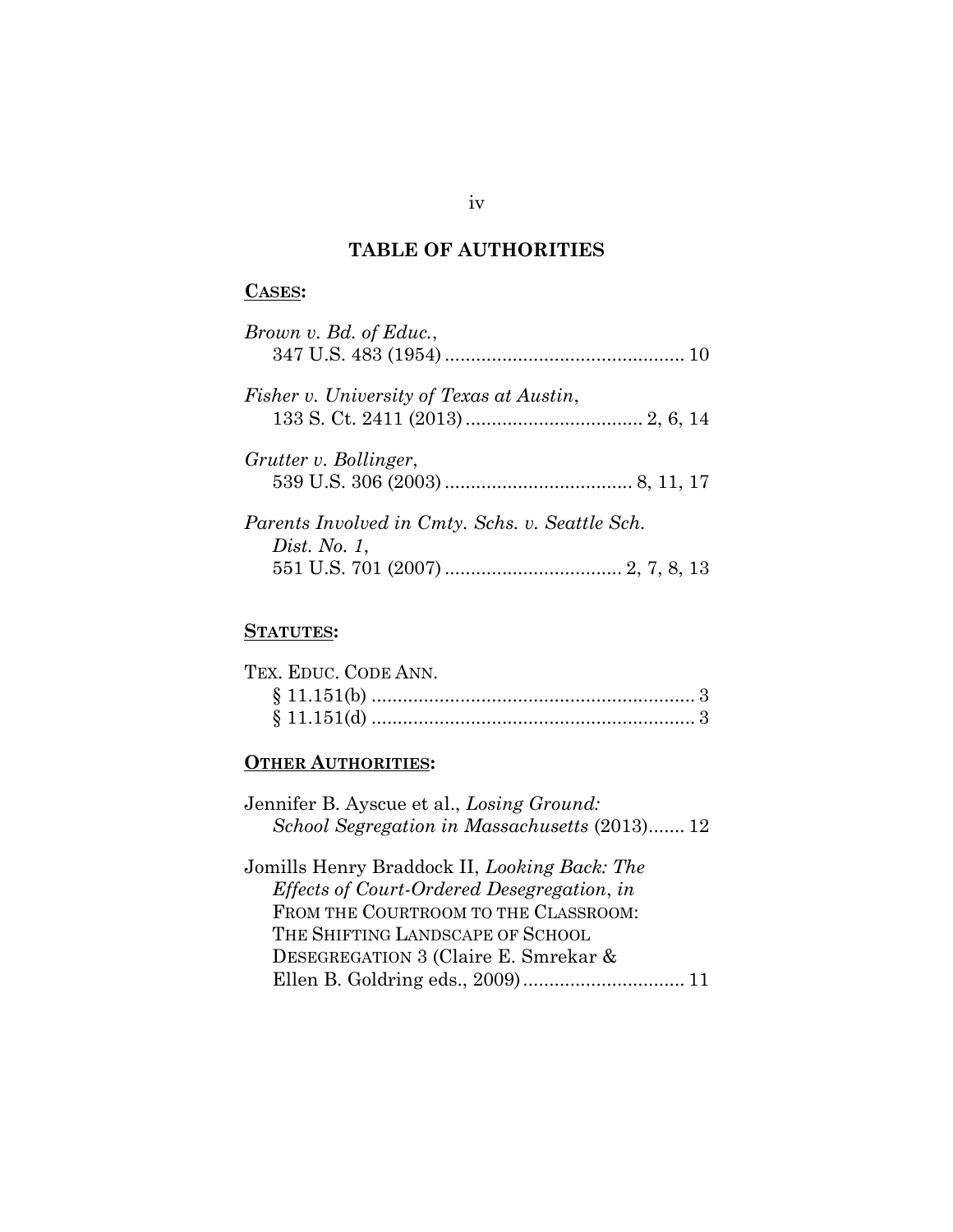## TABLE OF AUTHORITIES

**CASES:**

*Brown v. Bd. of Educ.*,
347 U.S. 483 (1954) .............................................. 10

*Fisher v. University of Texas at Austin*,
133 S. Ct. 2411 (2013) .................................. 2, 6, 14

*Grutter v. Bollinger*,
539 U.S. 306 (2003) .................................... 8, 11, 17

*Parents Involved in Cmty. Schs. v. Seattle Sch. Dist. No. 1*,
551 U.S. 701 (2007) .................................. 2, 7, 8, 13

**STATUTES:**

TEX. EDUC. CODE ANN.
§ 11.151(b) .............................................................. 3
§ 11.151(d) .............................................................. 3

**OTHER AUTHORITIES:**

Jennifer B. Ayscue et al., *Losing Ground: School Segregation in Massachusetts* (2013)....... 12

Jomills Henry Braddock II, *Looking Back: The Effects of Court-Ordered Desegregation*, *in* FROM THE COURTROOM TO THE CLASSROOM: THE SHIFTING LANDSCAPE OF SCHOOL DESEGREGATION 3 (Claire E. Smrekar & Ellen B. Goldring eds., 2009) ............................... 11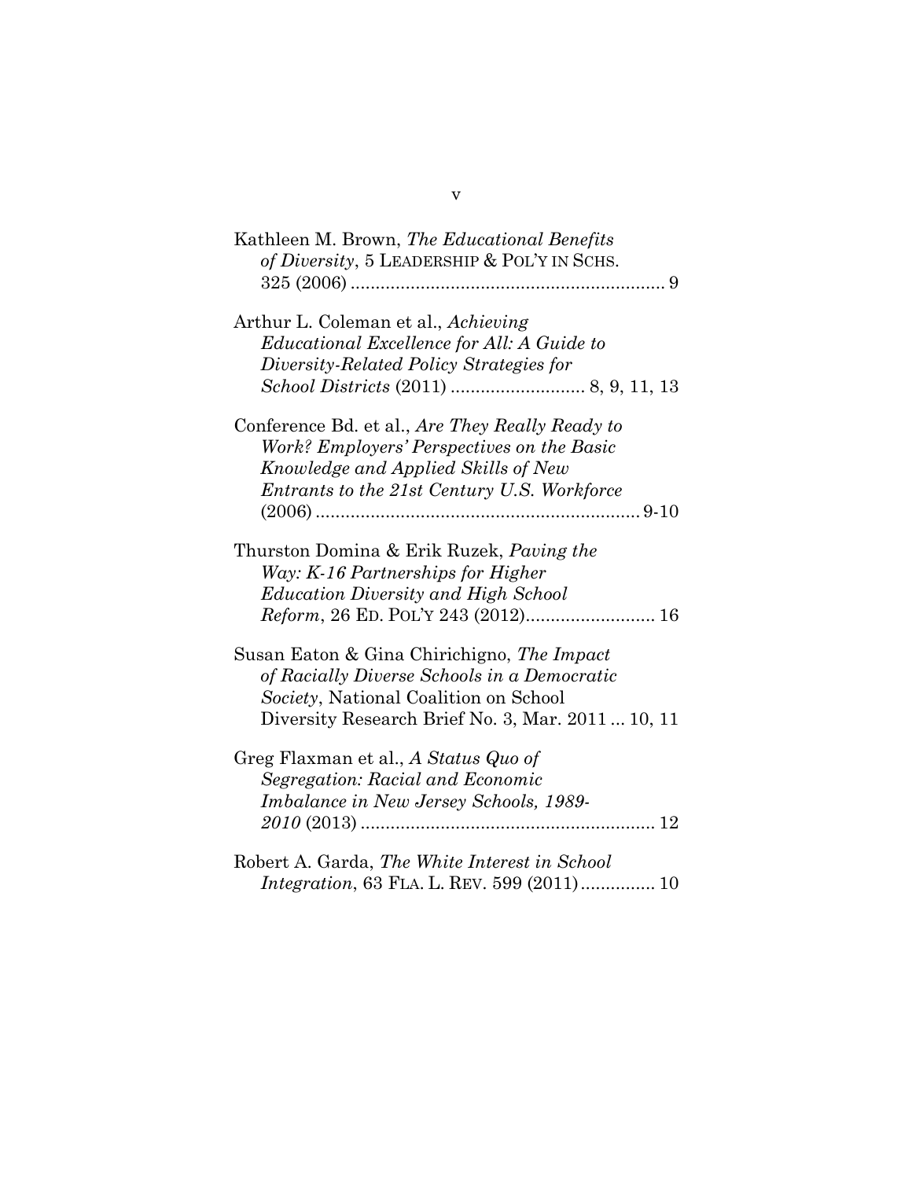Kathleen M. Brown, *The Educational Benefits of Diversity*, 5 LEADERSHIP & POL'Y IN SCHS. 325 (2006) .............................................................. 9

Arthur L. Coleman et al., *Achieving Educational Excellence for All: A Guide to Diversity-Related Policy Strategies for School Districts* (2011) .......................... 8, 9, 11, 13

Conference Bd. et al., *Are They Really Ready to Work? Employers' Perspectives on the Basic Knowledge and Applied Skills of New Entrants to the 21st Century U.S. Workforce* (2006) ................................................................ 9-10

Thurston Domina & Erik Ruzek, *Paving the Way: K-16 Partnerships for Higher Education Diversity and High School Reform*, 26 ED. POL'Y 243 (2012).......................... 16

Susan Eaton & Gina Chirichigno, *The Impact of Racially Diverse Schools in a Democratic Society*, National Coalition on School Diversity Research Brief No. 3, Mar. 2011 ... 10, 11

Greg Flaxman et al., *A Status Quo of Segregation: Racial and Economic Imbalance in New Jersey Schools, 1989-2010* (2013) .......................................................... 12

Robert A. Garda, *The White Interest in School Integration*, 63 FLA. L. REV. 599 (2011)............... 10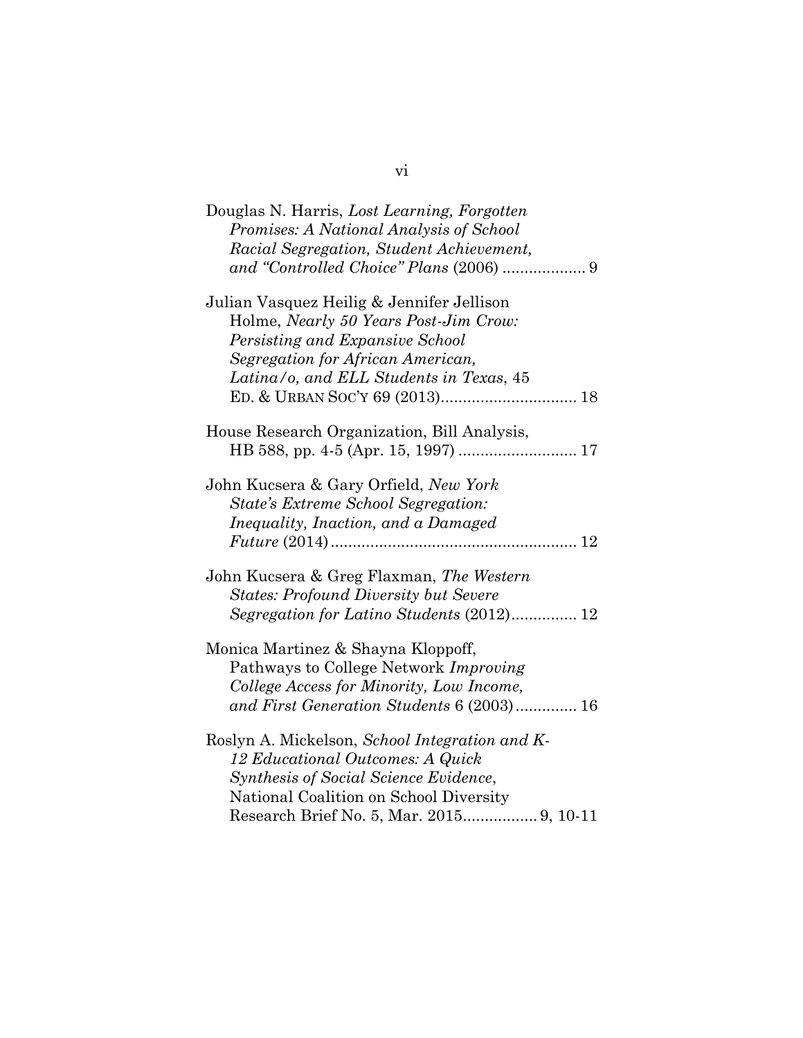Douglas N. Harris, *Lost Learning, Forgotten Promises: A National Analysis of School Racial Segregation, Student Achievement, and "Controlled Choice" Plans* (2006) .................. 9

Julian Vasquez Heilig & Jennifer Jellison Holme, *Nearly 50 Years Post-Jim Crow: Persisting and Expansive School Segregation for African American, Latina/o, and ELL Students in Texas*, 45 ED. & URBAN SOC'Y 69 (2013)............................... 18

House Research Organization, Bill Analysis, HB 588, pp. 4-5 (Apr. 15, 1997) ........................... 17

John Kucsera & Gary Orfield, *New York State's Extreme School Segregation: Inequality, Inaction, and a Damaged Future* (2014)....................................................... 12

John Kucsera & Greg Flaxman, *The Western States: Profound Diversity but Severe Segregation for Latino Students* (2012)............... 12

Monica Martinez & Shayna Kloppoff, Pathways to College Network *Improving College Access for Minority, Low Income, and First Generation Students* 6 (2003).............. 16

Roslyn A. Mickelson, *School Integration and K-12 Educational Outcomes: A Quick Synthesis of Social Science Evidence*, National Coalition on School Diversity Research Brief No. 5, Mar. 2015................. 9, 10-11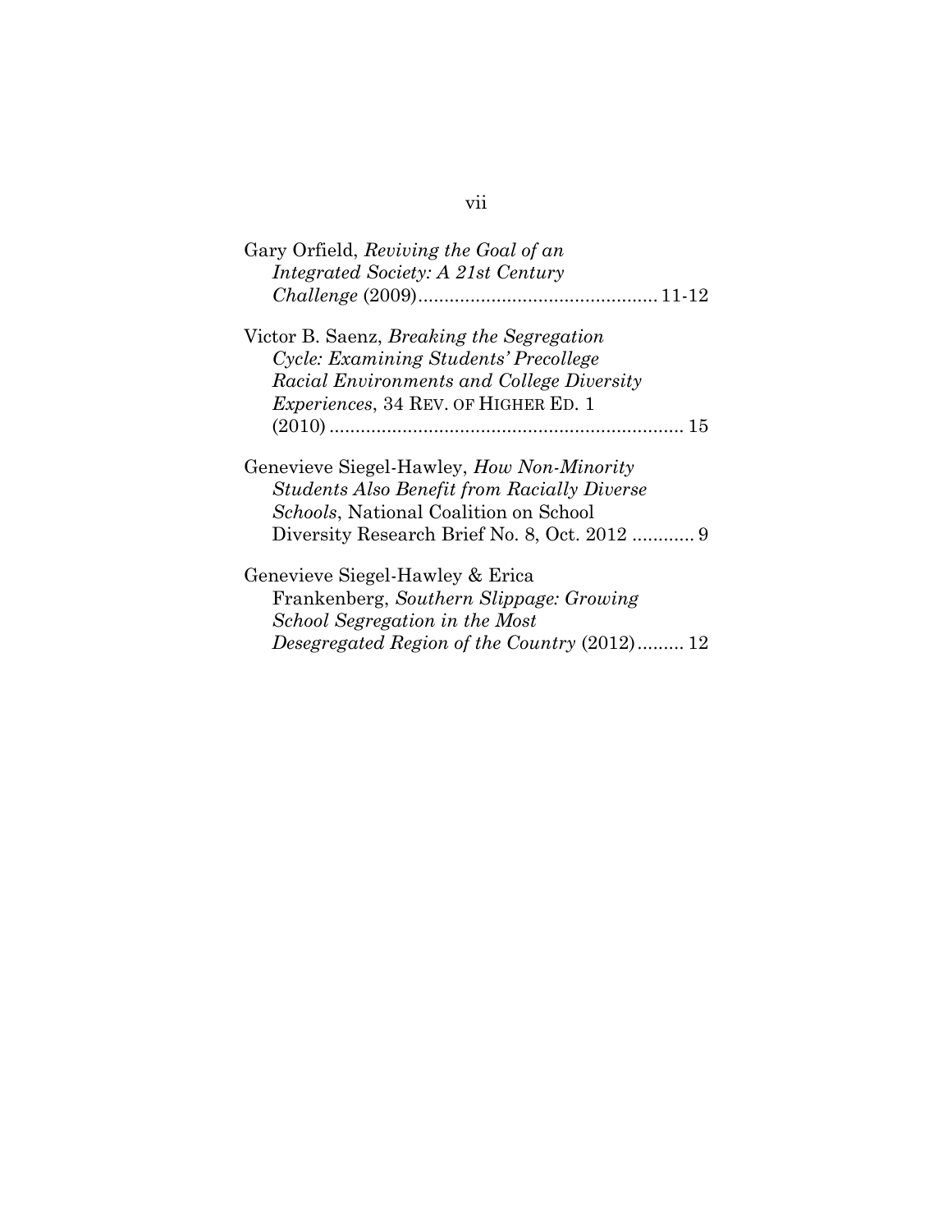Gary Orfield, *Reviving the Goal of an Integrated Society: A 21st Century Challenge* (2009)............................................. 11-12

Victor B. Saenz, *Breaking the Segregation Cycle: Examining Students' Precollege Racial Environments and College Diversity Experiences*, 34 REV. OF HIGHER ED. 1 (2010) .................................................................... 15

Genevieve Siegel-Hawley, *How Non-Minority Students Also Benefit from Racially Diverse Schools*, National Coalition on School Diversity Research Brief No. 8, Oct. 2012 ............ 9

Genevieve Siegel-Hawley & Erica Frankenberg, *Southern Slippage: Growing School Segregation in the Most Desegregated Region of the Country* (2012)......... 12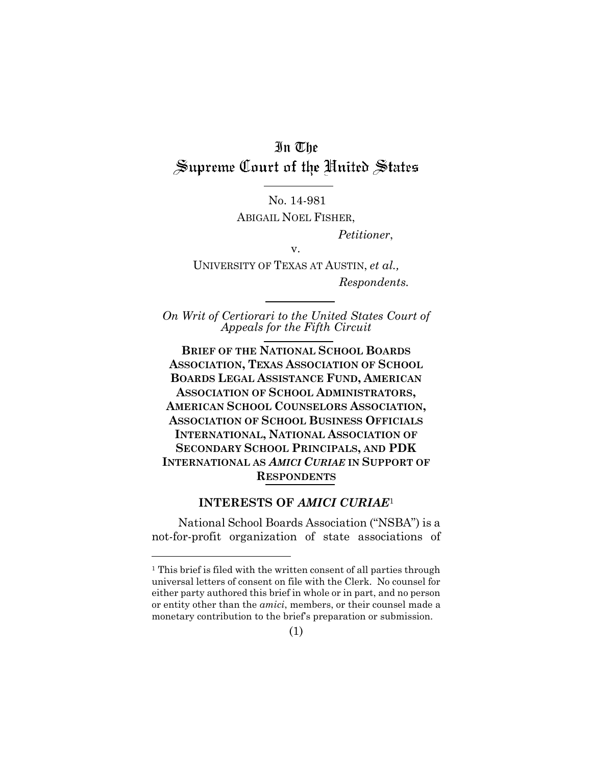# In The Supreme Court of the United States

No. 14-981

ABIGAIL NOEL FISHER,

*Petitioner*,

v.

UNIVERSITY OF TEXAS AT AUSTIN, *et al.,*

*Respondents.*

*On Writ of Certiorari to the United States Court of Appeals for the Fifth Circuit*

**BRIEF OF THE NATIONAL SCHOOL BOARDS ASSOCIATION, TEXAS ASSOCIATION OF SCHOOL BOARDS LEGAL ASSISTANCE FUND, AMERICAN ASSOCIATION OF SCHOOL ADMINISTRATORS, AMERICAN SCHOOL COUNSELORS ASSOCIATION, ASSOCIATION OF SCHOOL BUSINESS OFFICIALS INTERNATIONAL, NATIONAL ASSOCIATION OF SECONDARY SCHOOL PRINCIPALS, AND PDK INTERNATIONAL AS *AMICI CURIAE* IN SUPPORT OF RESPONDENTS**

## INTERESTS OF *AMICI CURIAE*[1]

National School Boards Association ("NSBA") is a not-for-profit organization of state associations of

[1] This brief is filed with the written consent of all parties through universal letters of consent on file with the Clerk. No counsel for either party authored this brief in whole or in part, and no person or entity other than the *amici*, members, or their counsel made a monetary contribution to the brief's preparation or submission.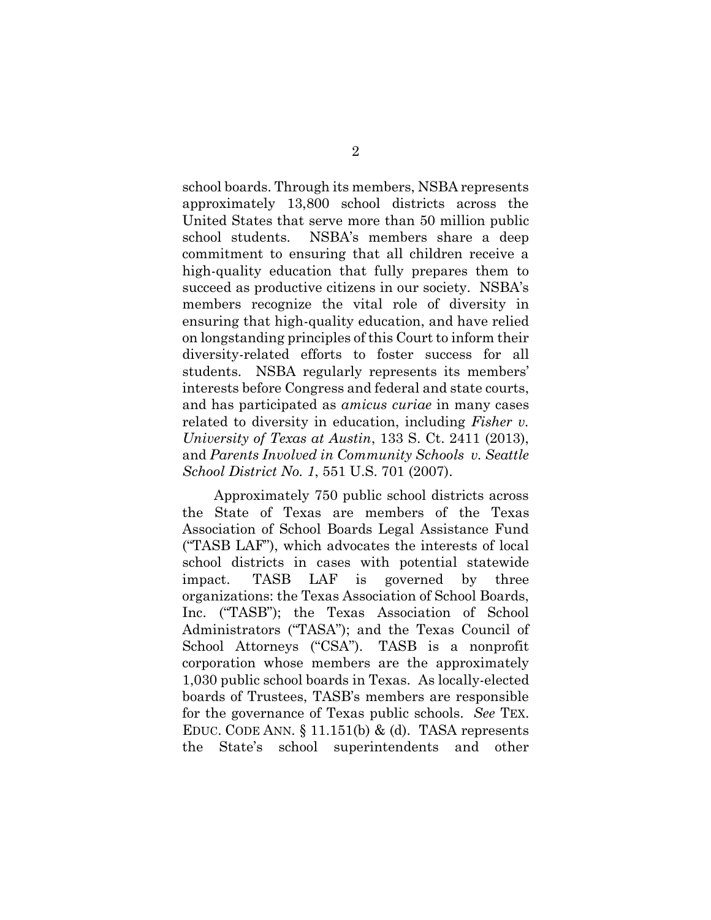school boards. Through its members, NSBA represents approximately 13,800 school districts across the United States that serve more than 50 million public school students. NSBA's members share a deep commitment to ensuring that all children receive a high-quality education that fully prepares them to succeed as productive citizens in our society. NSBA's members recognize the vital role of diversity in ensuring that high-quality education, and have relied on longstanding principles of this Court to inform their diversity-related efforts to foster success for all students. NSBA regularly represents its members' interests before Congress and federal and state courts, and has participated as *amicus curiae* in many cases related to diversity in education, including *Fisher v. University of Texas at Austin*, 133 S. Ct. 2411 (2013), and *Parents Involved in Community Schools v. Seattle School District No. 1*, 551 U.S. 701 (2007).

Approximately 750 public school districts across the State of Texas are members of the Texas Association of School Boards Legal Assistance Fund ("TASB LAF"), which advocates the interests of local school districts in cases with potential statewide impact. TASB LAF is governed by three organizations: the Texas Association of School Boards, Inc. ("TASB"); the Texas Association of School Administrators ("TASA"); and the Texas Council of School Attorneys ("CSA"). TASB is a nonprofit corporation whose members are the approximately 1,030 public school boards in Texas. As locally-elected boards of Trustees, TASB's members are responsible for the governance of Texas public schools. *See* TEX. EDUC. CODE ANN. § 11.151(b) & (d). TASA represents the State's school superintendents and other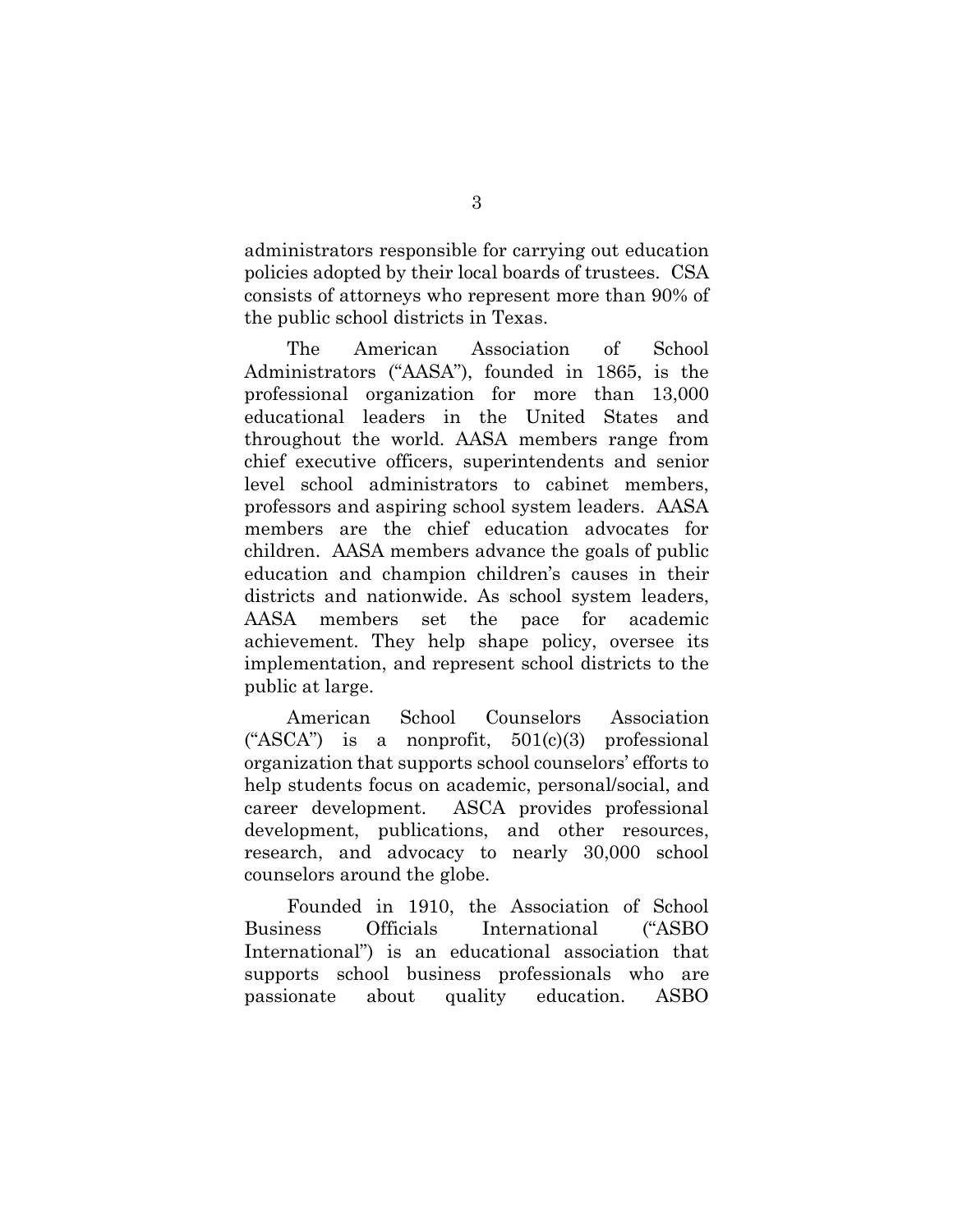administrators responsible for carrying out education policies adopted by their local boards of trustees. CSA consists of attorneys who represent more than 90% of the public school districts in Texas.

The American Association of School Administrators ("AASA"), founded in 1865, is the professional organization for more than 13,000 educational leaders in the United States and throughout the world. AASA members range from chief executive officers, superintendents and senior level school administrators to cabinet members, professors and aspiring school system leaders. AASA members are the chief education advocates for children. AASA members advance the goals of public education and champion children's causes in their districts and nationwide. As school system leaders, AASA members set the pace for academic achievement. They help shape policy, oversee its implementation, and represent school districts to the public at large.

American School Counselors Association ("ASCA") is a nonprofit, 501(c)(3) professional organization that supports school counselors' efforts to help students focus on academic, personal/social, and career development. ASCA provides professional development, publications, and other resources, research, and advocacy to nearly 30,000 school counselors around the globe.

Founded in 1910, the Association of School Business Officials International ("ASBO International") is an educational association that supports school business professionals who are passionate about quality education. ASBO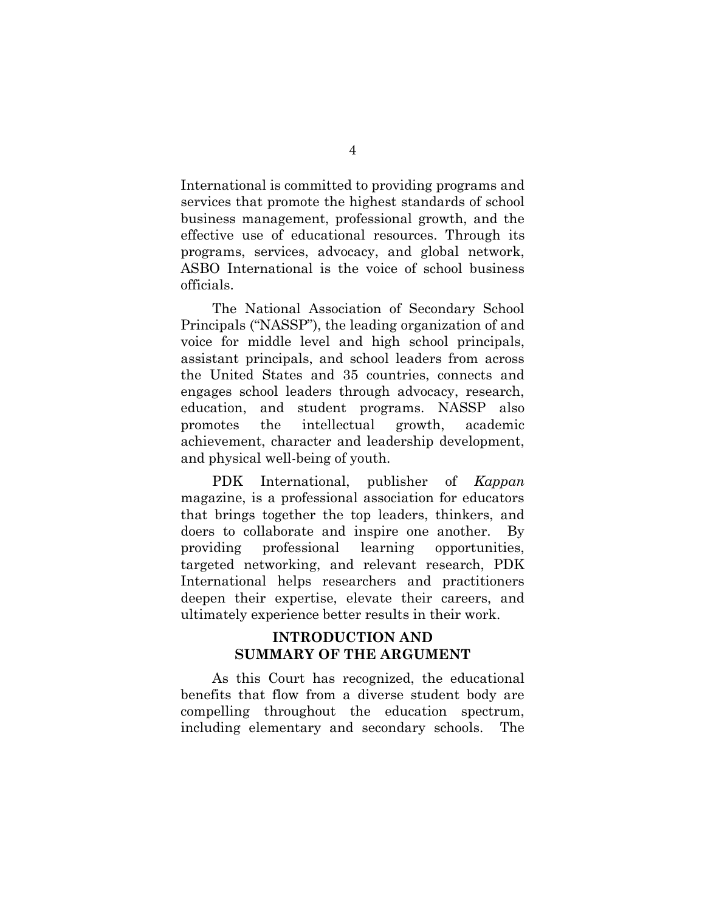International is committed to providing programs and services that promote the highest standards of school business management, professional growth, and the effective use of educational resources. Through its programs, services, advocacy, and global network, ASBO International is the voice of school business officials.

The National Association of Secondary School Principals ("NASSP"), the leading organization of and voice for middle level and high school principals, assistant principals, and school leaders from across the United States and 35 countries, connects and engages school leaders through advocacy, research, education, and student programs. NASSP also promotes the intellectual growth, academic achievement, character and leadership development, and physical well-being of youth.

PDK International, publisher of *Kappan* magazine, is a professional association for educators that brings together the top leaders, thinkers, and doers to collaborate and inspire one another. By providing professional learning opportunities, targeted networking, and relevant research, PDK International helps researchers and practitioners deepen their expertise, elevate their careers, and ultimately experience better results in their work.

## INTRODUCTION AND SUMMARY OF THE ARGUMENT

As this Court has recognized, the educational benefits that flow from a diverse student body are compelling throughout the education spectrum, including elementary and secondary schools. The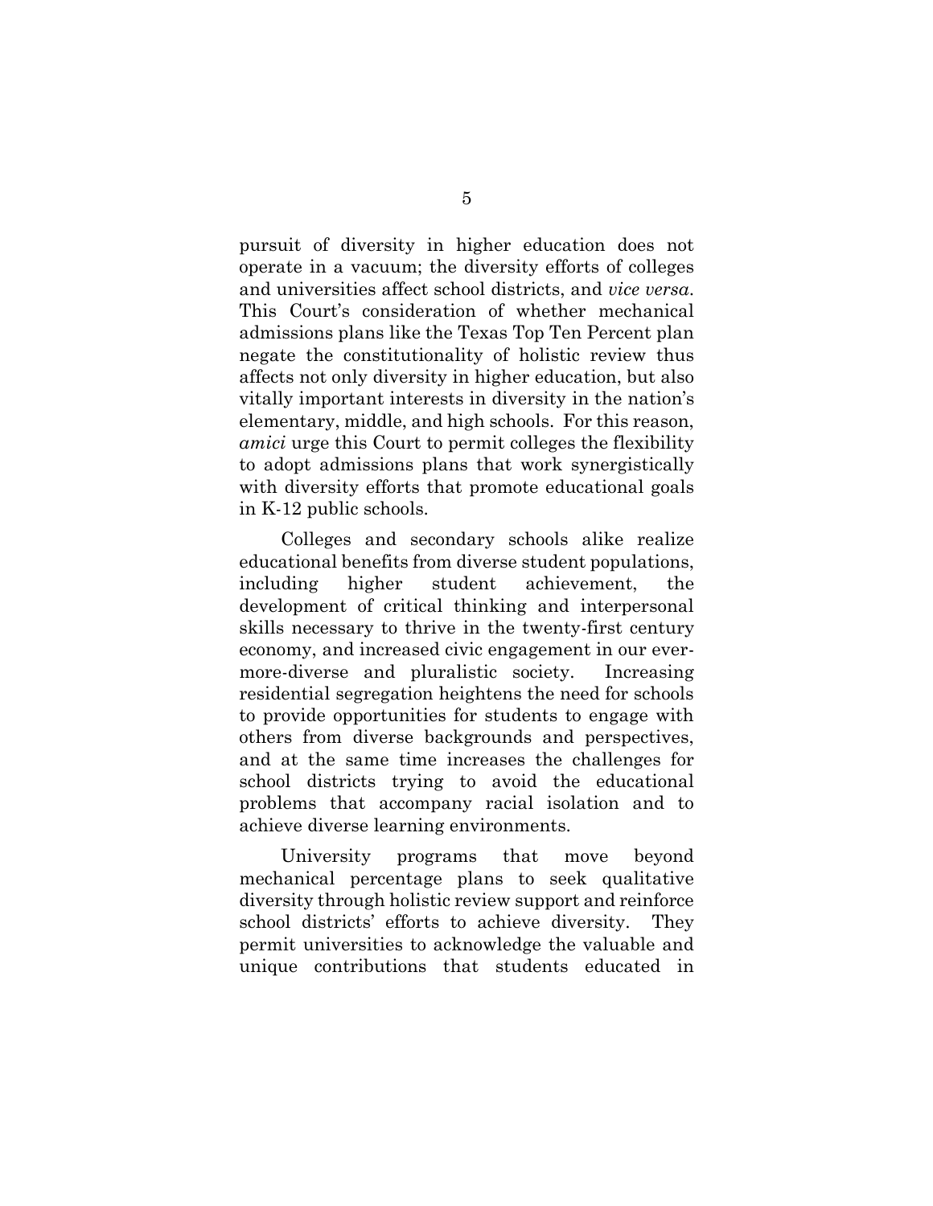pursuit of diversity in higher education does not operate in a vacuum; the diversity efforts of colleges and universities affect school districts, and *vice versa*. This Court's consideration of whether mechanical admissions plans like the Texas Top Ten Percent plan negate the constitutionality of holistic review thus affects not only diversity in higher education, but also vitally important interests in diversity in the nation's elementary, middle, and high schools. For this reason, *amici* urge this Court to permit colleges the flexibility to adopt admissions plans that work synergistically with diversity efforts that promote educational goals in K-12 public schools.

Colleges and secondary schools alike realize educational benefits from diverse student populations, including higher student achievement, the development of critical thinking and interpersonal skills necessary to thrive in the twenty-first century economy, and increased civic engagement in our ever-more-diverse and pluralistic society. Increasing residential segregation heightens the need for schools to provide opportunities for students to engage with others from diverse backgrounds and perspectives, and at the same time increases the challenges for school districts trying to avoid the educational problems that accompany racial isolation and to achieve diverse learning environments.

University programs that move beyond mechanical percentage plans to seek qualitative diversity through holistic review support and reinforce school districts' efforts to achieve diversity. They permit universities to acknowledge the valuable and unique contributions that students educated in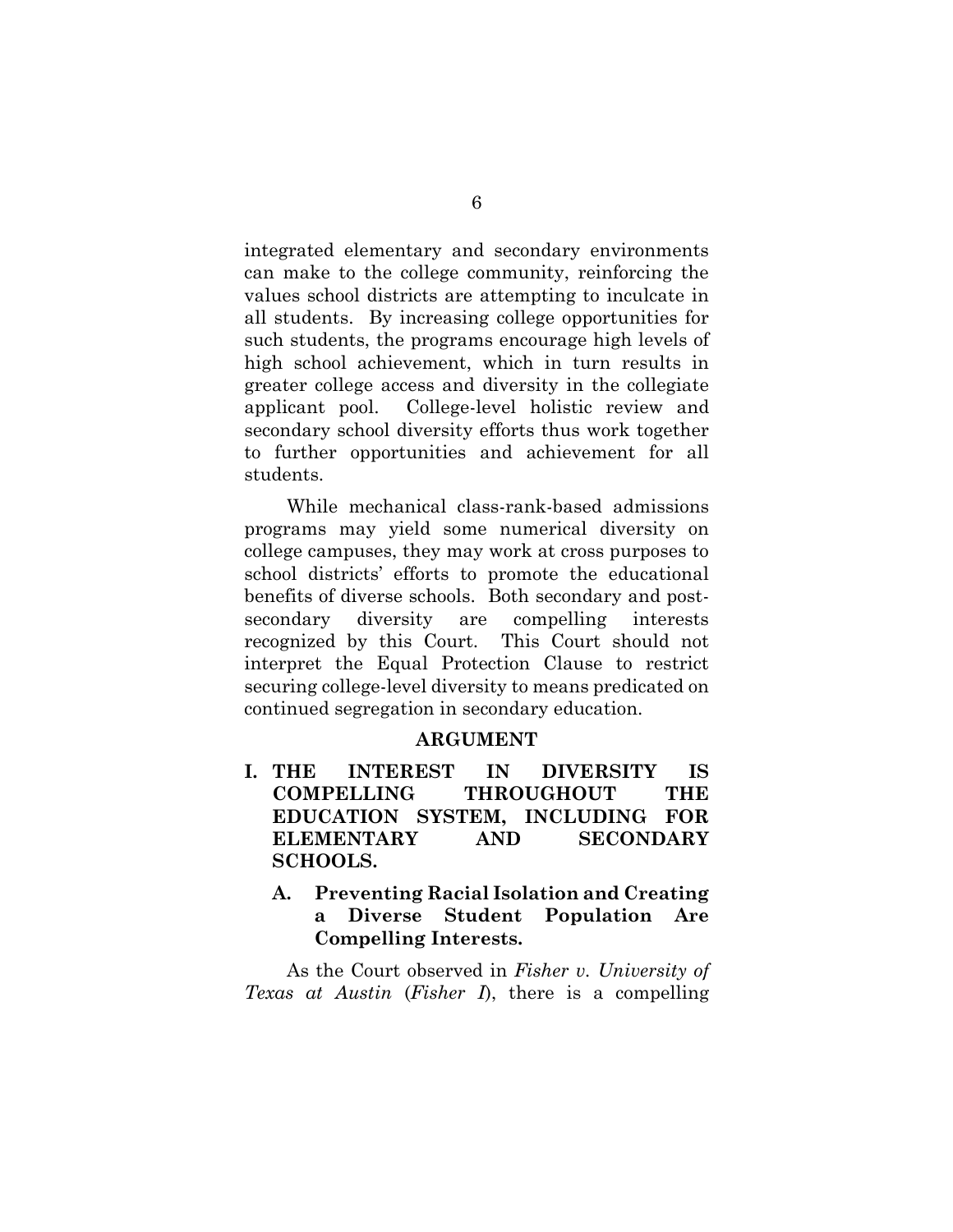integrated elementary and secondary environments can make to the college community, reinforcing the values school districts are attempting to inculcate in all students. By increasing college opportunities for such students, the programs encourage high levels of high school achievement, which in turn results in greater college access and diversity in the collegiate applicant pool. College-level holistic review and secondary school diversity efforts thus work together to further opportunities and achievement for all students.

While mechanical class-rank-based admissions programs may yield some numerical diversity on college campuses, they may work at cross purposes to school districts' efforts to promote the educational benefits of diverse schools. Both secondary and post-secondary diversity are compelling interests recognized by this Court. This Court should not interpret the Equal Protection Clause to restrict securing college-level diversity to means predicated on continued segregation in secondary education.

## ARGUMENT

### I. THE INTEREST IN DIVERSITY IS COMPELLING THROUGHOUT THE EDUCATION SYSTEM, INCLUDING FOR ELEMENTARY AND SECONDARY SCHOOLS.

#### A. Preventing Racial Isolation and Creating a Diverse Student Population Are Compelling Interests.

As the Court observed in *Fisher v. University of Texas at Austin* (*Fisher I*), there is a compelling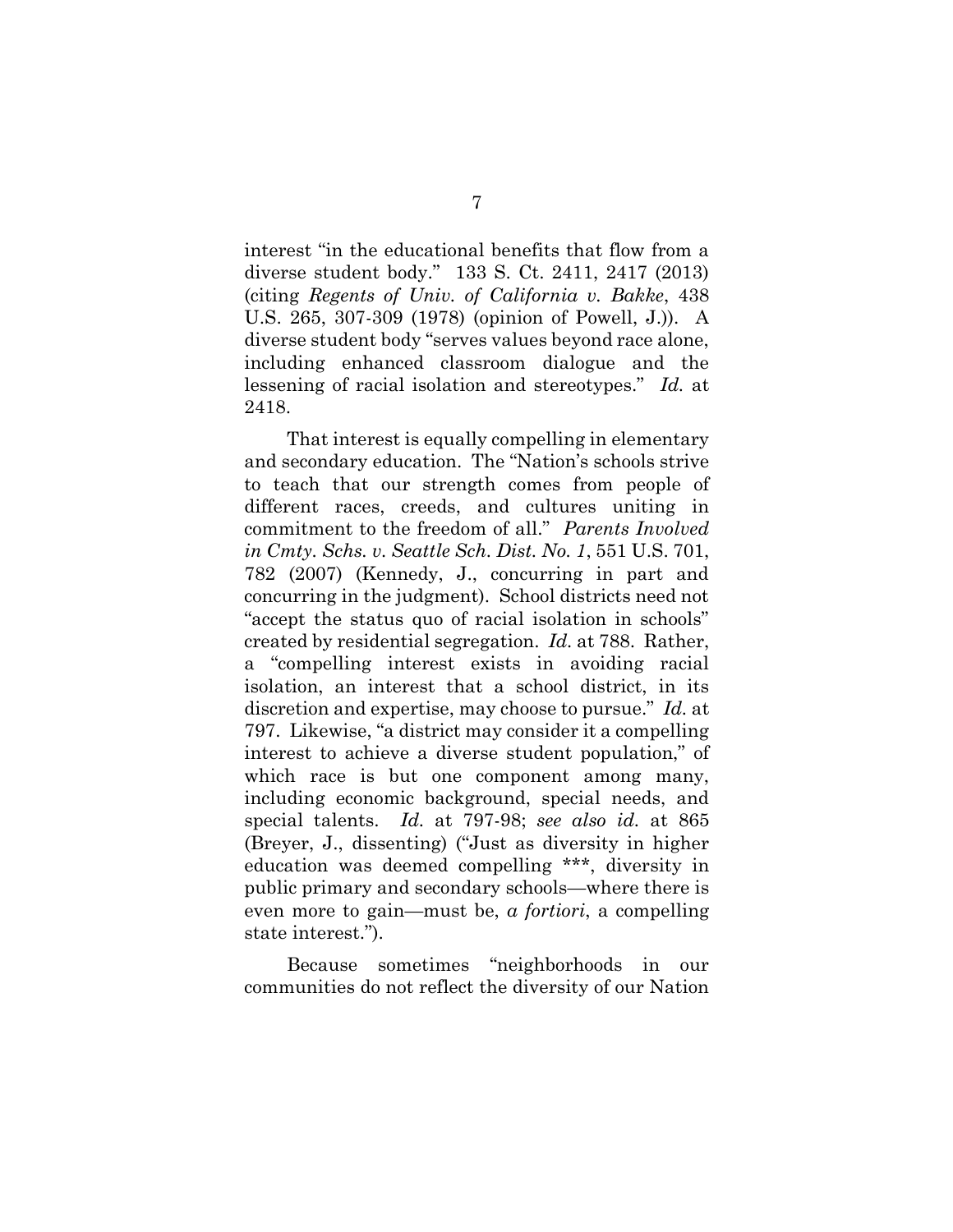interest "in the educational benefits that flow from a diverse student body." 133 S. Ct. 2411, 2417 (2013) (citing *Regents of Univ. of California v. Bakke*, 438 U.S. 265, 307-309 (1978) (opinion of Powell, J.)). A diverse student body "serves values beyond race alone, including enhanced classroom dialogue and the lessening of racial isolation and stereotypes." *Id.* at 2418.

That interest is equally compelling in elementary and secondary education. The "Nation's schools strive to teach that our strength comes from people of different races, creeds, and cultures uniting in commitment to the freedom of all." *Parents Involved in Cmty. Schs. v. Seattle Sch. Dist. No. 1*, 551 U.S. 701, 782 (2007) (Kennedy, J., concurring in part and concurring in the judgment). School districts need not "accept the status quo of racial isolation in schools" created by residential segregation. *Id.* at 788. Rather, a "compelling interest exists in avoiding racial isolation, an interest that a school district, in its discretion and expertise, may choose to pursue." *Id.* at 797. Likewise, "a district may consider it a compelling interest to achieve a diverse student population," of which race is but one component among many, including economic background, special needs, and special talents. *Id.* at 797-98; *see also id.* at 865 (Breyer, J., dissenting) ("Just as diversity in higher education was deemed compelling ***, diversity in public primary and secondary schools—where there is even more to gain—must be, *a fortiori*, a compelling state interest.").

Because sometimes "neighborhoods in our communities do not reflect the diversity of our Nation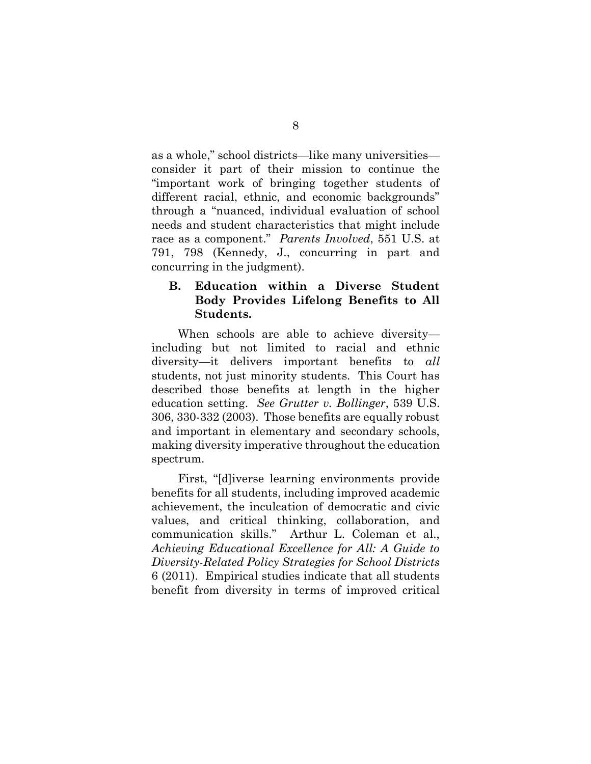as a whole," school districts—like many universities—consider it part of their mission to continue the "important work of bringing together students of different racial, ethnic, and economic backgrounds" through a "nuanced, individual evaluation of school needs and student characteristics that might include race as a component." *Parents Involved*, 551 U.S. at 791, 798 (Kennedy, J., concurring in part and concurring in the judgment).

### B. Education within a Diverse Student Body Provides Lifelong Benefits to All Students.

When schools are able to achieve diversity—including but not limited to racial and ethnic diversity—it delivers important benefits to *all* students, not just minority students. This Court has described those benefits at length in the higher education setting. *See Grutter v. Bollinger*, 539 U.S. 306, 330-332 (2003). Those benefits are equally robust and important in elementary and secondary schools, making diversity imperative throughout the education spectrum.

First, "[d]iverse learning environments provide benefits for all students, including improved academic achievement, the inculcation of democratic and civic values, and critical thinking, collaboration, and communication skills." Arthur L. Coleman et al., *Achieving Educational Excellence for All: A Guide to Diversity-Related Policy Strategies for School Districts* 6 (2011). Empirical studies indicate that all students benefit from diversity in terms of improved critical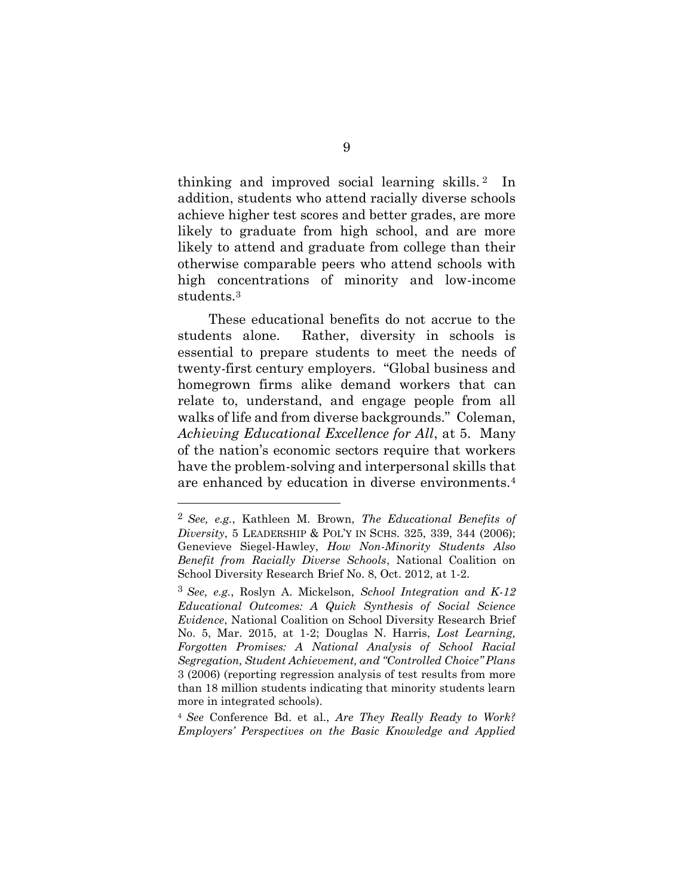thinking and improved social learning skills.[2] In addition, students who attend racially diverse schools achieve higher test scores and better grades, are more likely to graduate from high school, and are more likely to attend and graduate from college than their otherwise comparable peers who attend schools with high concentrations of minority and low-income students.[3]

These educational benefits do not accrue to the students alone. Rather, diversity in schools is essential to prepare students to meet the needs of twenty-first century employers. "Global business and homegrown firms alike demand workers that can relate to, understand, and engage people from all walks of life and from diverse backgrounds." Coleman, *Achieving Educational Excellence for All*, at 5. Many of the nation's economic sectors require that workers have the problem-solving and interpersonal skills that are enhanced by education in diverse environments.[4]

---

[2] *See, e.g.*, Kathleen M. Brown, *The Educational Benefits of Diversity*, 5 LEADERSHIP & POL'Y IN SCHS. 325, 339, 344 (2006); Genevieve Siegel-Hawley, *How Non-Minority Students Also Benefit from Racially Diverse Schools*, National Coalition on School Diversity Research Brief No. 8, Oct. 2012, at 1-2.

[3] *See, e.g.*, Roslyn A. Mickelson, *School Integration and K-12 Educational Outcomes: A Quick Synthesis of Social Science Evidence*, National Coalition on School Diversity Research Brief No. 5, Mar. 2015, at 1-2; Douglas N. Harris, *Lost Learning, Forgotten Promises: A National Analysis of School Racial Segregation, Student Achievement, and "Controlled Choice" Plans* 3 (2006) (reporting regression analysis of test results from more than 18 million students indicating that minority students learn more in integrated schools).

[4] *See* Conference Bd. et al., *Are They Really Ready to Work? Employers' Perspectives on the Basic Knowledge and Applied*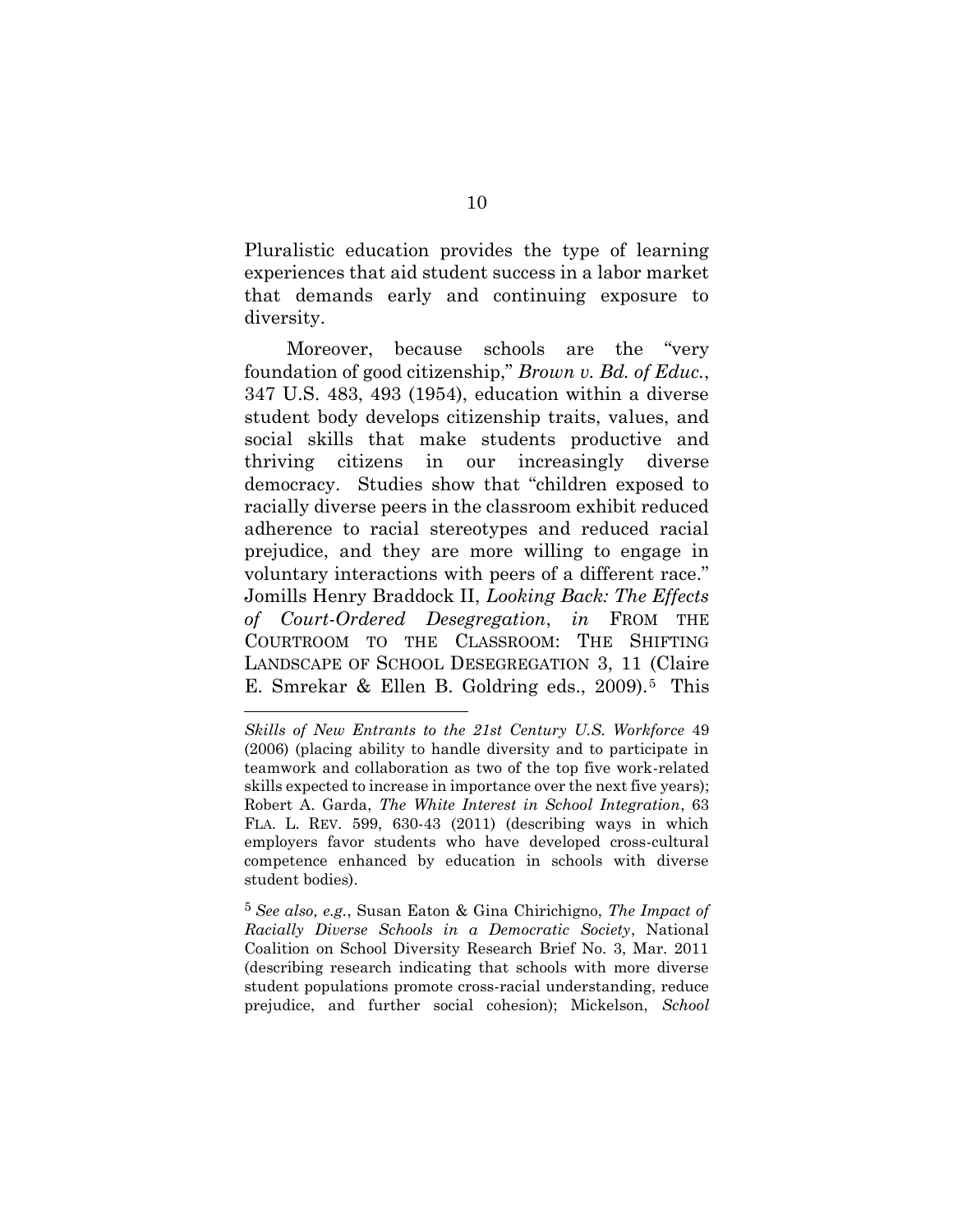Pluralistic education provides the type of learning experiences that aid student success in a labor market that demands early and continuing exposure to diversity.

Moreover, because schools are the "very foundation of good citizenship," *Brown v. Bd. of Educ.*, 347 U.S. 483, 493 (1954), education within a diverse student body develops citizenship traits, values, and social skills that make students productive and thriving citizens in our increasingly diverse democracy. Studies show that "children exposed to racially diverse peers in the classroom exhibit reduced adherence to racial stereotypes and reduced racial prejudice, and they are more willing to engage in voluntary interactions with peers of a different race." Jomills Henry Braddock II, *Looking Back: The Effects of Court-Ordered Desegregation*, *in* FROM THE COURTROOM TO THE CLASSROOM: THE SHIFTING LANDSCAPE OF SCHOOL DESEGREGATION 3, 11 (Claire E. Smrekar & Ellen B. Goldring eds., 2009).[5] This

---

*Skills of New Entrants to the 21st Century U.S. Workforce* 49 (2006) (placing ability to handle diversity and to participate in teamwork and collaboration as two of the top five work-related skills expected to increase in importance over the next five years); Robert A. Garda, *The White Interest in School Integration*, 63 FLA. L. REV. 599, 630-43 (2011) (describing ways in which employers favor students who have developed cross-cultural competence enhanced by education in schools with diverse student bodies).

[5] *See also, e.g.*, Susan Eaton & Gina Chirichigno, *The Impact of Racially Diverse Schools in a Democratic Society*, National Coalition on School Diversity Research Brief No. 3, Mar. 2011 (describing research indicating that schools with more diverse student populations promote cross-racial understanding, reduce prejudice, and further social cohesion); Mickelson, *School*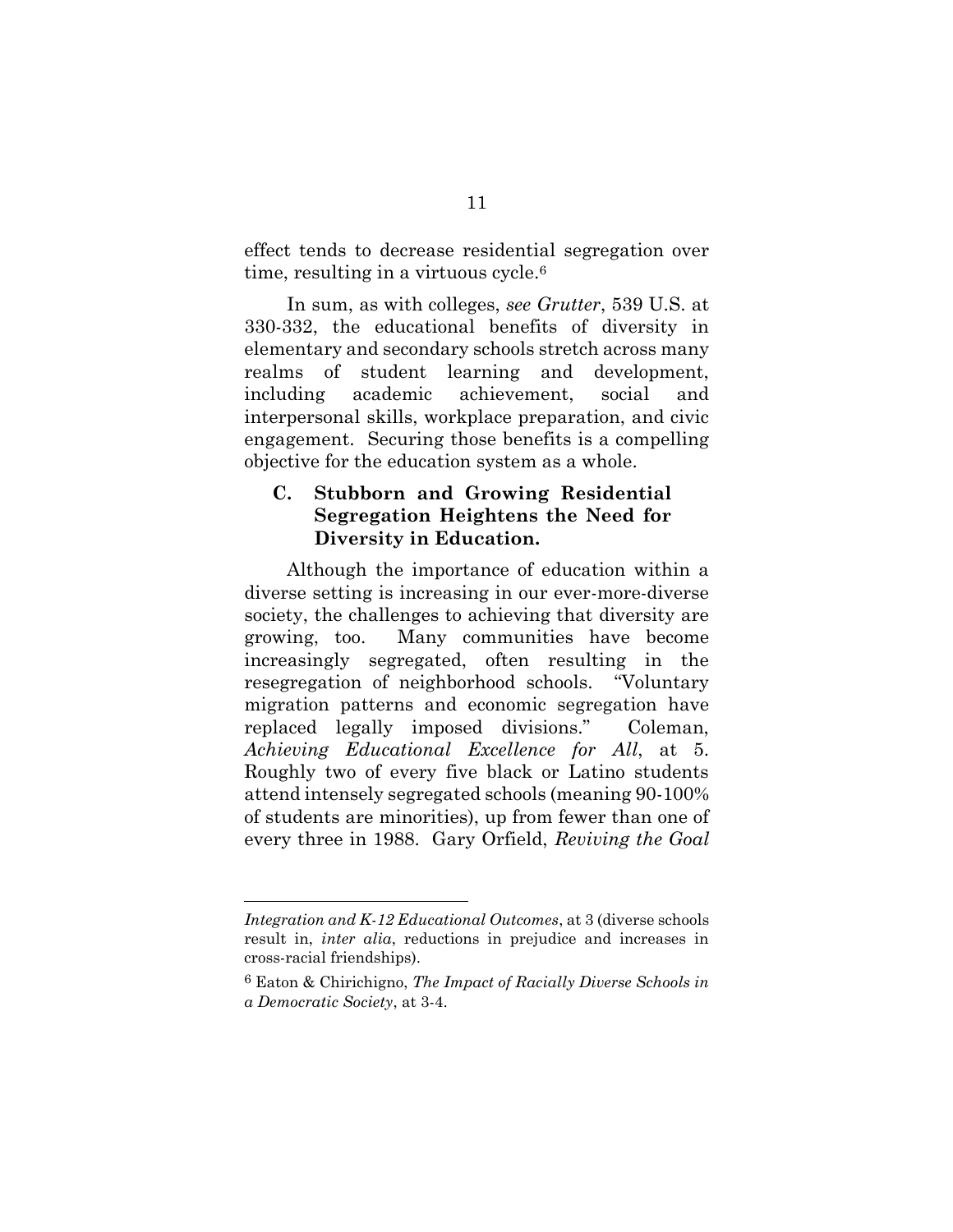effect tends to decrease residential segregation over time, resulting in a virtuous cycle.[6]

In sum, as with colleges, *see Grutter*, 539 U.S. at 330-332, the educational benefits of diversity in elementary and secondary schools stretch across many realms of student learning and development, including academic achievement, social and interpersonal skills, workplace preparation, and civic engagement. Securing those benefits is a compelling objective for the education system as a whole.

### C. Stubborn and Growing Residential Segregation Heightens the Need for Diversity in Education.

Although the importance of education within a diverse setting is increasing in our ever-more-diverse society, the challenges to achieving that diversity are growing, too. Many communities have become increasingly segregated, often resulting in the resegregation of neighborhood schools. "Voluntary migration patterns and economic segregation have replaced legally imposed divisions." Coleman, *Achieving Educational Excellence for All*, at 5. Roughly two of every five black or Latino students attend intensely segregated schools (meaning 90-100% of students are minorities), up from fewer than one of every three in 1988. Gary Orfield, *Reviving the Goal*

---

*Integration and K-12 Educational Outcomes*, at 3 (diverse schools result in, *inter alia*, reductions in prejudice and increases in cross-racial friendships).

[6] Eaton & Chirichigno, *The Impact of Racially Diverse Schools in a Democratic Society*, at 3-4.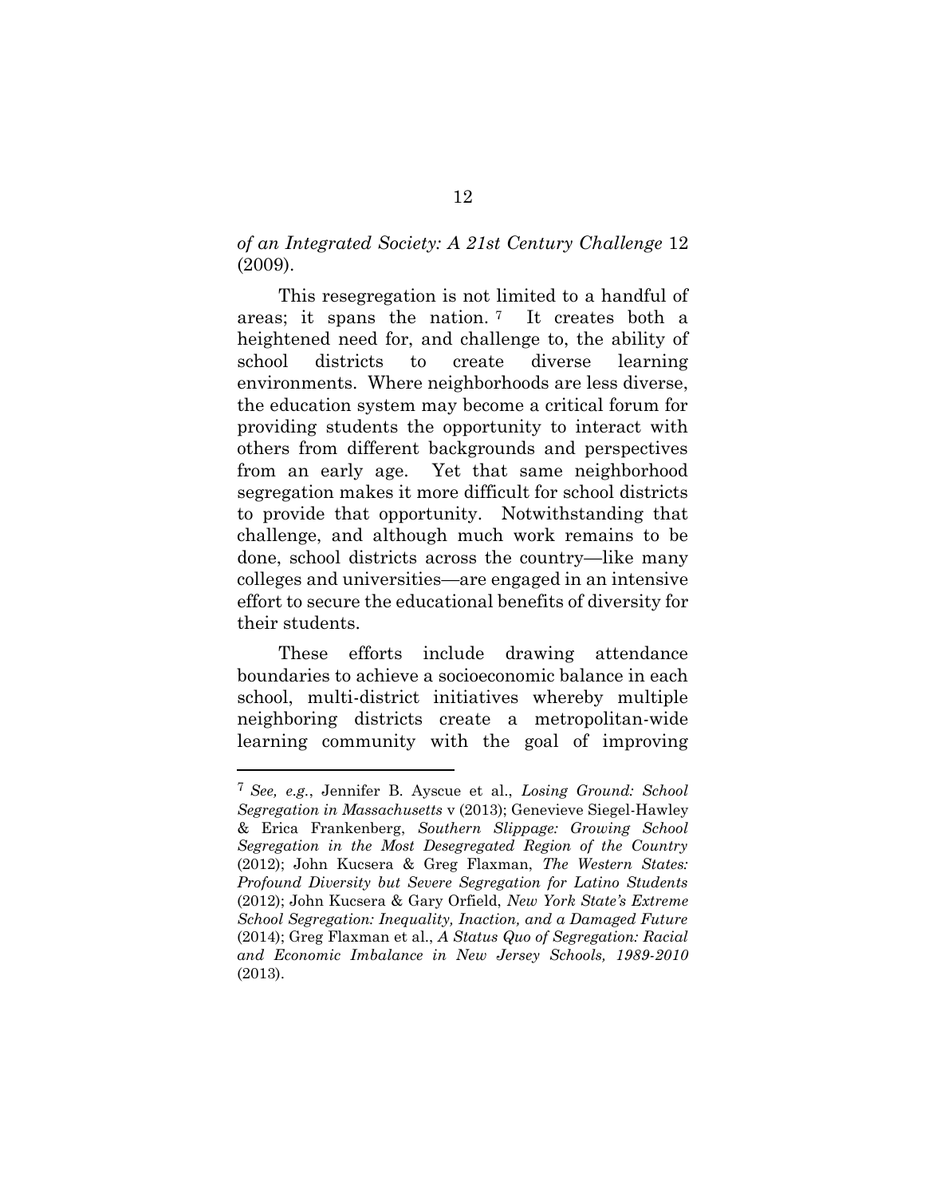*of an Integrated Society: A 21st Century Challenge* 12 (2009).

This resegregation is not limited to a handful of areas; it spans the nation.[7] It creates both a heightened need for, and challenge to, the ability of school districts to create diverse learning environments. Where neighborhoods are less diverse, the education system may become a critical forum for providing students the opportunity to interact with others from different backgrounds and perspectives from an early age. Yet that same neighborhood segregation makes it more difficult for school districts to provide that opportunity. Notwithstanding that challenge, and although much work remains to be done, school districts across the country—like many colleges and universities—are engaged in an intensive effort to secure the educational benefits of diversity for their students.

These efforts include drawing attendance boundaries to achieve a socioeconomic balance in each school, multi-district initiatives whereby multiple neighboring districts create a metropolitan-wide learning community with the goal of improving

---

[7] *See, e.g.*, Jennifer B. Ayscue et al., *Losing Ground: School Segregation in Massachusetts* v (2013); Genevieve Siegel-Hawley & Erica Frankenberg, *Southern Slippage: Growing School Segregation in the Most Desegregated Region of the Country* (2012); John Kucsera & Greg Flaxman, *The Western States: Profound Diversity but Severe Segregation for Latino Students* (2012); John Kucsera & Gary Orfield, *New York State's Extreme School Segregation: Inequality, Inaction, and a Damaged Future* (2014); Greg Flaxman et al., *A Status Quo of Segregation: Racial and Economic Imbalance in New Jersey Schools, 1989-2010* (2013).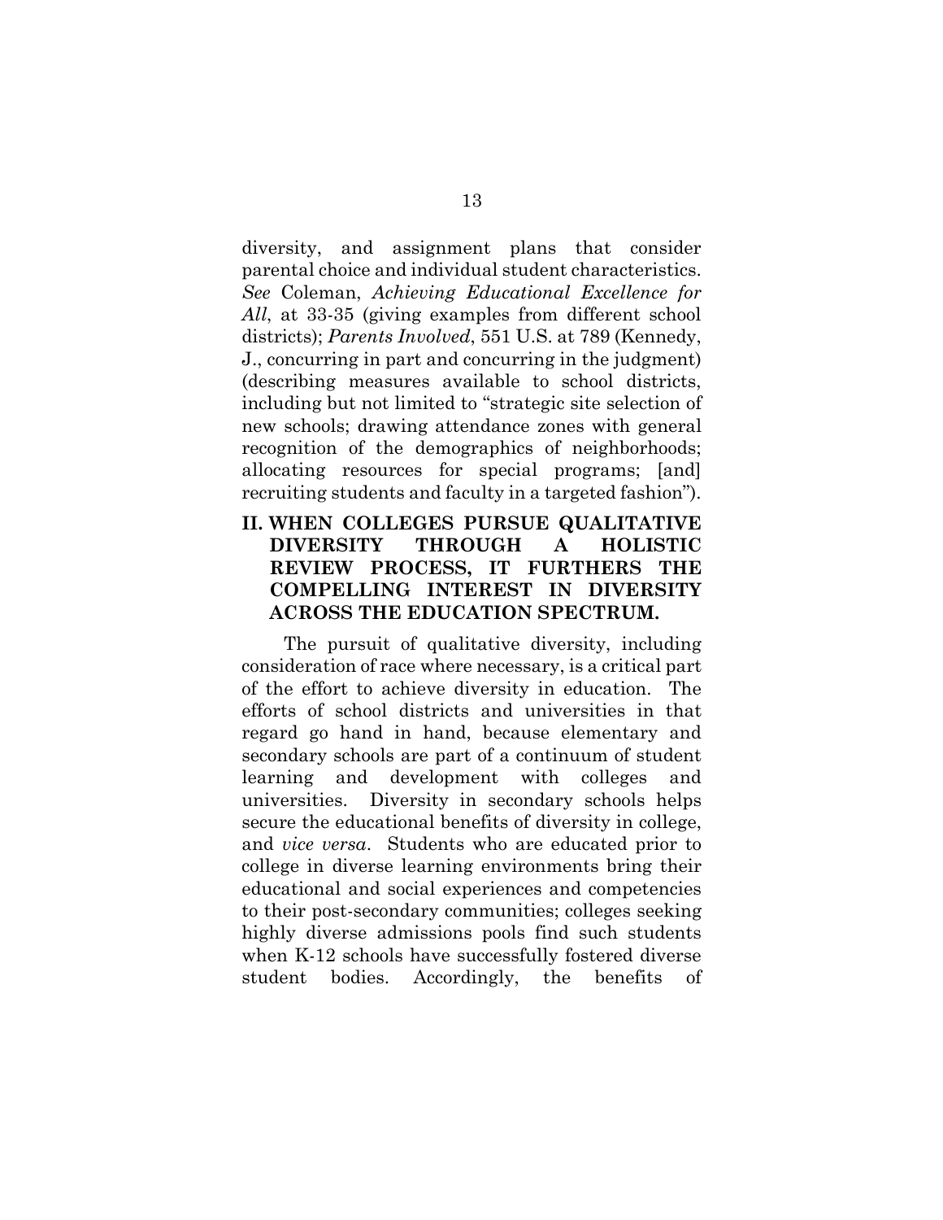diversity, and assignment plans that consider parental choice and individual student characteristics. *See* Coleman, *Achieving Educational Excellence for All*, at 33-35 (giving examples from different school districts); *Parents Involved*, 551 U.S. at 789 (Kennedy, J., concurring in part and concurring in the judgment) (describing measures available to school districts, including but not limited to "strategic site selection of new schools; drawing attendance zones with general recognition of the demographics of neighborhoods; allocating resources for special programs; [and] recruiting students and faculty in a targeted fashion").

## II. WHEN COLLEGES PURSUE QUALITATIVE DIVERSITY THROUGH A HOLISTIC REVIEW PROCESS, IT FURTHERS THE COMPELLING INTEREST IN DIVERSITY ACROSS THE EDUCATION SPECTRUM.

The pursuit of qualitative diversity, including consideration of race where necessary, is a critical part of the effort to achieve diversity in education. The efforts of school districts and universities in that regard go hand in hand, because elementary and secondary schools are part of a continuum of student learning and development with colleges and universities. Diversity in secondary schools helps secure the educational benefits of diversity in college, and *vice versa*. Students who are educated prior to college in diverse learning environments bring their educational and social experiences and competencies to their post-secondary communities; colleges seeking highly diverse admissions pools find such students when K-12 schools have successfully fostered diverse student bodies. Accordingly, the benefits of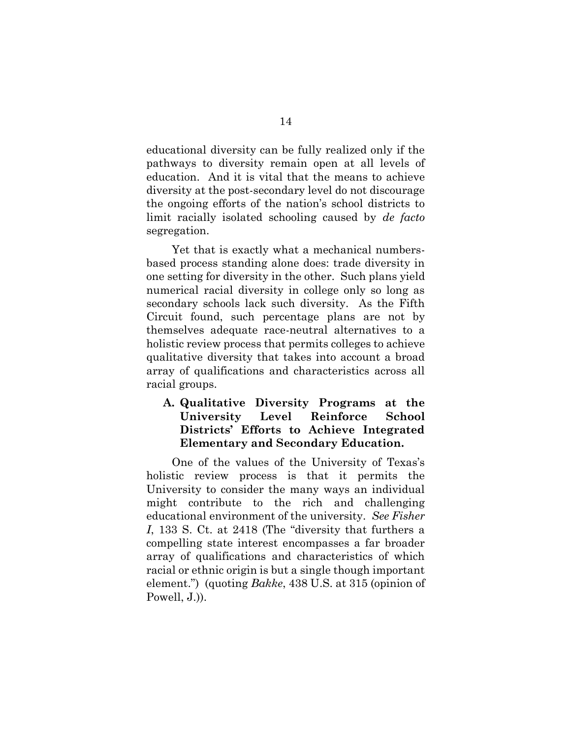educational diversity can be fully realized only if the pathways to diversity remain open at all levels of education. And it is vital that the means to achieve diversity at the post-secondary level do not discourage the ongoing efforts of the nation's school districts to limit racially isolated schooling caused by *de facto* segregation.

Yet that is exactly what a mechanical numbers-based process standing alone does: trade diversity in one setting for diversity in the other. Such plans yield numerical racial diversity in college only so long as secondary schools lack such diversity. As the Fifth Circuit found, such percentage plans are not by themselves adequate race-neutral alternatives to a holistic review process that permits colleges to achieve qualitative diversity that takes into account a broad array of qualifications and characteristics across all racial groups.

### A. Qualitative Diversity Programs at the University Level Reinforce School Districts' Efforts to Achieve Integrated Elementary and Secondary Education.

One of the values of the University of Texas's holistic review process is that it permits the University to consider the many ways an individual might contribute to the rich and challenging educational environment of the university. *See Fisher I*, 133 S. Ct. at 2418 (The "diversity that furthers a compelling state interest encompasses a far broader array of qualifications and characteristics of which racial or ethnic origin is but a single though important element.") (quoting *Bakke*, 438 U.S. at 315 (opinion of Powell, J.)).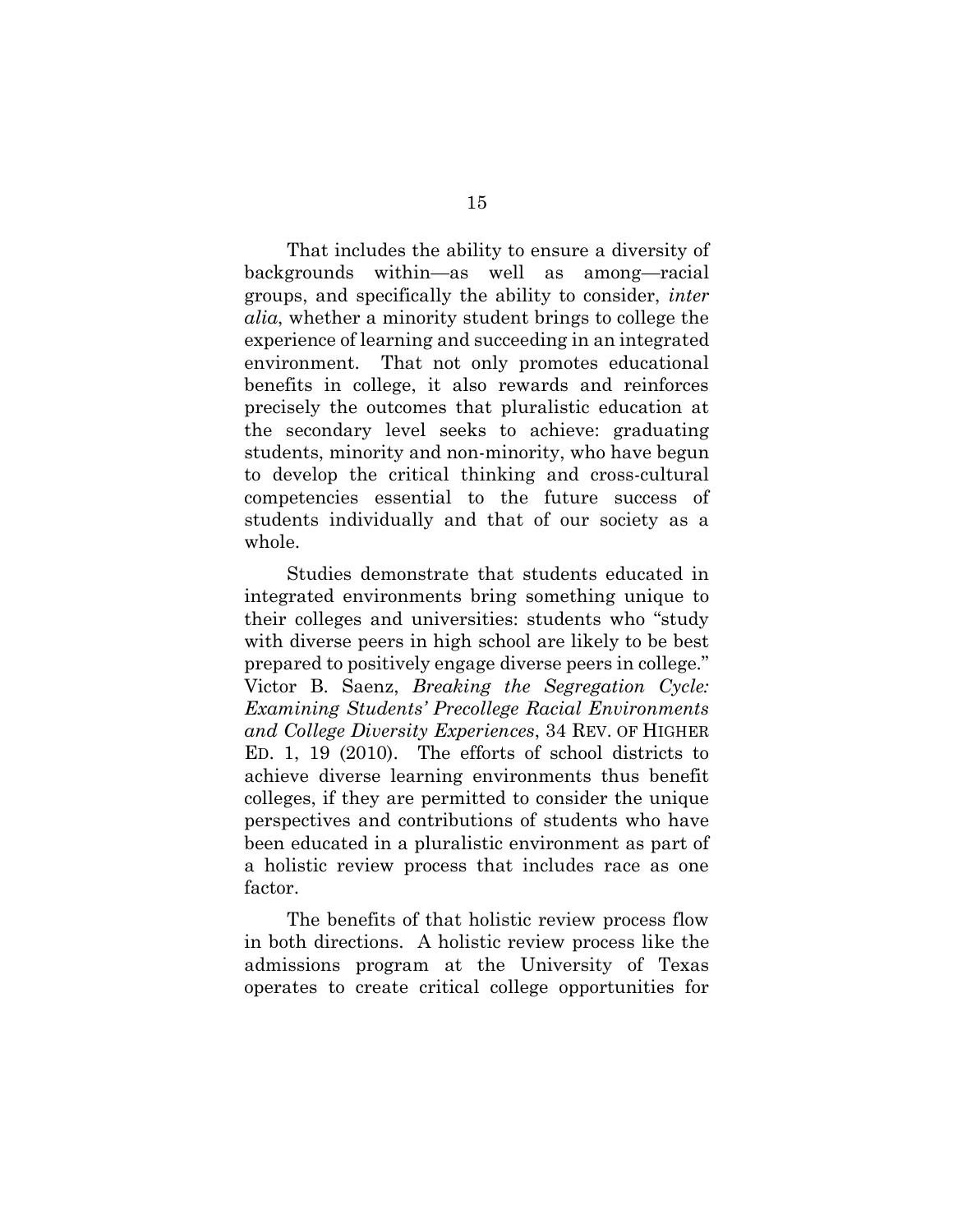That includes the ability to ensure a diversity of backgrounds within—as well as among—racial groups, and specifically the ability to consider, *inter alia*, whether a minority student brings to college the experience of learning and succeeding in an integrated environment. That not only promotes educational benefits in college, it also rewards and reinforces precisely the outcomes that pluralistic education at the secondary level seeks to achieve: graduating students, minority and non-minority, who have begun to develop the critical thinking and cross-cultural competencies essential to the future success of students individually and that of our society as a whole.

Studies demonstrate that students educated in integrated environments bring something unique to their colleges and universities: students who "study with diverse peers in high school are likely to be best prepared to positively engage diverse peers in college." Victor B. Saenz, *Breaking the Segregation Cycle: Examining Students' Precollege Racial Environments and College Diversity Experiences*, 34 REV. OF HIGHER ED. 1, 19 (2010). The efforts of school districts to achieve diverse learning environments thus benefit colleges, if they are permitted to consider the unique perspectives and contributions of students who have been educated in a pluralistic environment as part of a holistic review process that includes race as one factor.

The benefits of that holistic review process flow in both directions. A holistic review process like the admissions program at the University of Texas operates to create critical college opportunities for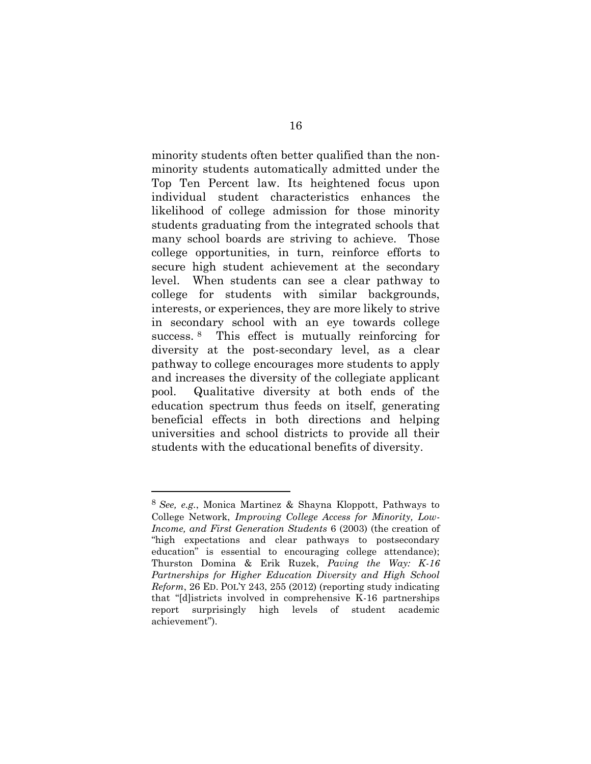minority students often better qualified than the non-minority students automatically admitted under the Top Ten Percent law. Its heightened focus upon individual student characteristics enhances the likelihood of college admission for those minority students graduating from the integrated schools that many school boards are striving to achieve. Those college opportunities, in turn, reinforce efforts to secure high student achievement at the secondary level. When students can see a clear pathway to college for students with similar backgrounds, interests, or experiences, they are more likely to strive in secondary school with an eye towards college success.[8] This effect is mutually reinforcing for diversity at the post-secondary level, as a clear pathway to college encourages more students to apply and increases the diversity of the collegiate applicant pool. Qualitative diversity at both ends of the education spectrum thus feeds on itself, generating beneficial effects in both directions and helping universities and school districts to provide all their students with the educational benefits of diversity.

---

[8] *See, e.g.*, Monica Martinez & Shayna Kloppott, Pathways to College Network, *Improving College Access for Minority, Low-Income, and First Generation Students* 6 (2003) (the creation of "high expectations and clear pathways to postsecondary education" is essential to encouraging college attendance); Thurston Domina & Erik Ruzek, *Paving the Way: K-16 Partnerships for Higher Education Diversity and High School Reform*, 26 ED. POL'Y 243, 255 (2012) (reporting study indicating that "[d]istricts involved in comprehensive K-16 partnerships report surprisingly high levels of student academic achievement").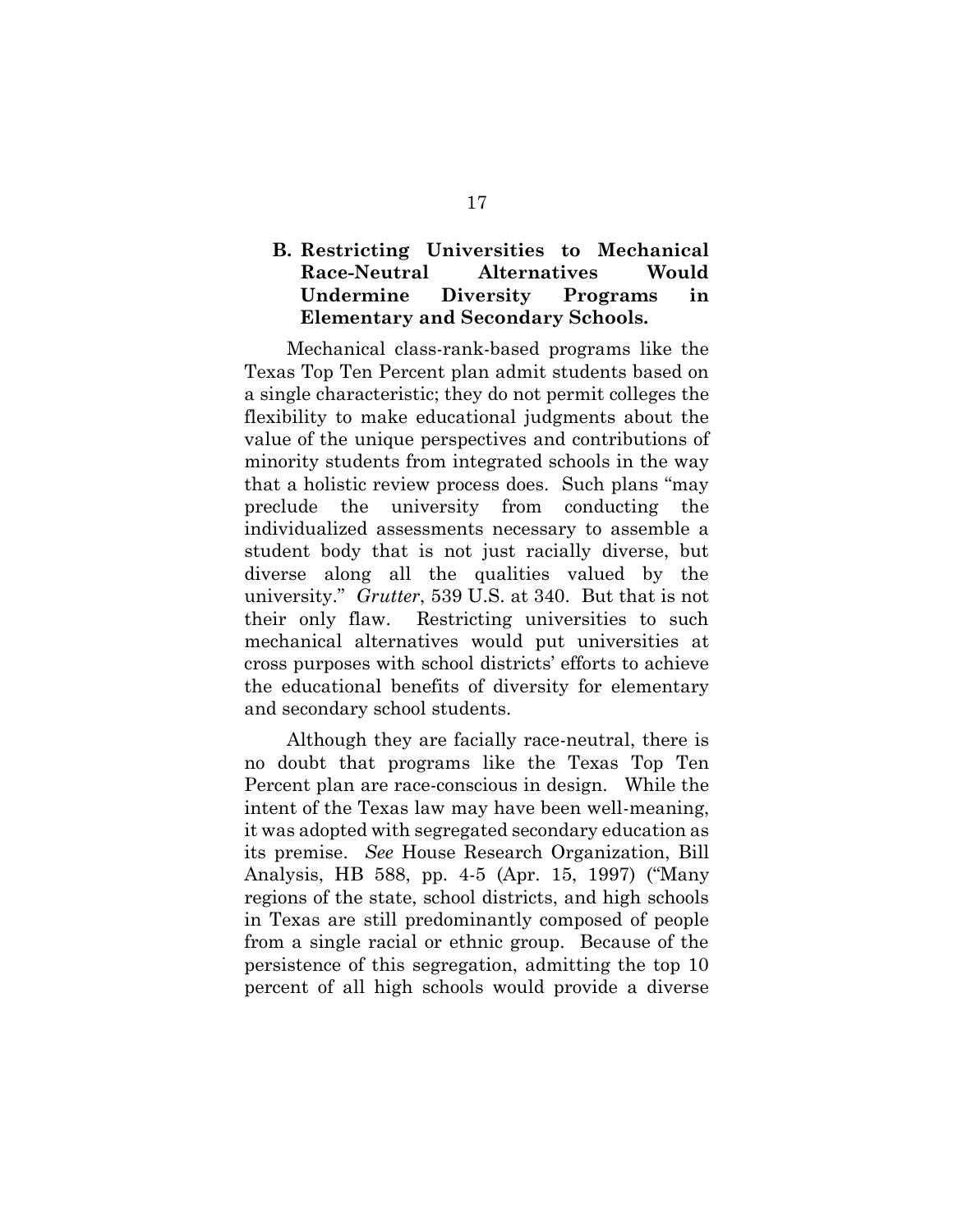### B. Restricting Universities to Mechanical Race-Neutral Alternatives Would Undermine Diversity Programs in Elementary and Secondary Schools.

Mechanical class-rank-based programs like the Texas Top Ten Percent plan admit students based on a single characteristic; they do not permit colleges the flexibility to make educational judgments about the value of the unique perspectives and contributions of minority students from integrated schools in the way that a holistic review process does. Such plans "may preclude the university from conducting the individualized assessments necessary to assemble a student body that is not just racially diverse, but diverse along all the qualities valued by the university." *Grutter*, 539 U.S. at 340. But that is not their only flaw. Restricting universities to such mechanical alternatives would put universities at cross purposes with school districts' efforts to achieve the educational benefits of diversity for elementary and secondary school students.

Although they are facially race-neutral, there is no doubt that programs like the Texas Top Ten Percent plan are race-conscious in design. While the intent of the Texas law may have been well-meaning, it was adopted with segregated secondary education as its premise. *See* House Research Organization, Bill Analysis, HB 588, pp. 4-5 (Apr. 15, 1997) ("Many regions of the state, school districts, and high schools in Texas are still predominantly composed of people from a single racial or ethnic group. Because of the persistence of this segregation, admitting the top 10 percent of all high schools would provide a diverse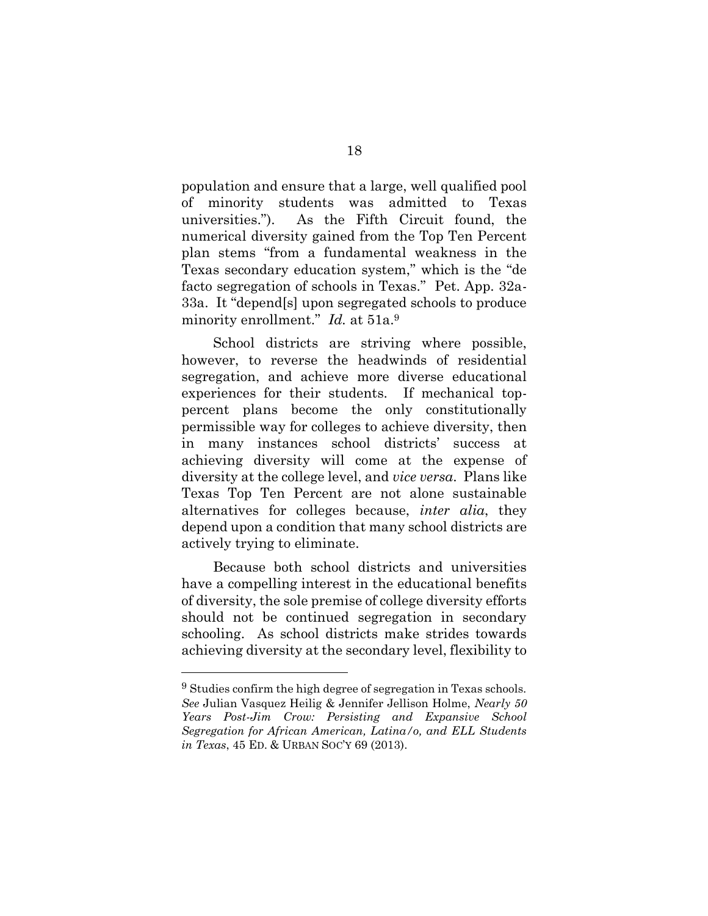population and ensure that a large, well qualified pool of minority students was admitted to Texas universities."). As the Fifth Circuit found, the numerical diversity gained from the Top Ten Percent plan stems "from a fundamental weakness in the Texas secondary education system," which is the "de facto segregation of schools in Texas." Pet. App. 32a-33a. It "depend[s] upon segregated schools to produce minority enrollment." *Id.* at 51a.[9]

School districts are striving where possible, however, to reverse the headwinds of residential segregation, and achieve more diverse educational experiences for their students. If mechanical top-percent plans become the only constitutionally permissible way for colleges to achieve diversity, then in many instances school districts' success at achieving diversity will come at the expense of diversity at the college level, and *vice versa*. Plans like Texas Top Ten Percent are not alone sustainable alternatives for colleges because, *inter alia*, they depend upon a condition that many school districts are actively trying to eliminate.

Because both school districts and universities have a compelling interest in the educational benefits of diversity, the sole premise of college diversity efforts should not be continued segregation in secondary schooling. As school districts make strides towards achieving diversity at the secondary level, flexibility to

---

[9] Studies confirm the high degree of segregation in Texas schools. *See* Julian Vasquez Heilig & Jennifer Jellison Holme, *Nearly 50 Years Post-Jim Crow: Persisting and Expansive School Segregation for African American, Latina/o, and ELL Students in Texas*, 45 ED. & URBAN SOC'Y 69 (2013).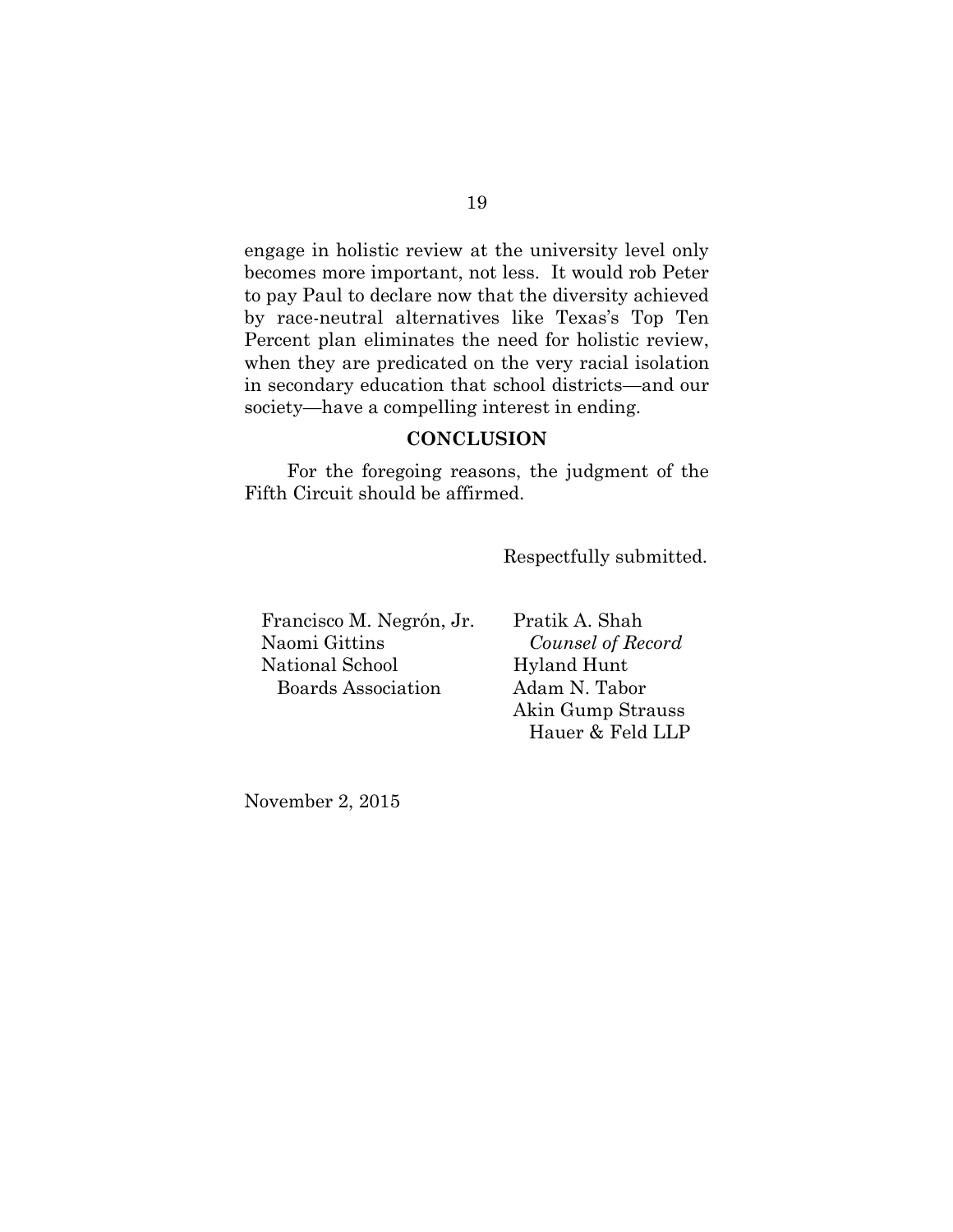engage in holistic review at the university level only becomes more important, not less. It would rob Peter to pay Paul to declare now that the diversity achieved by race-neutral alternatives like Texas's Top Ten Percent plan eliminates the need for holistic review, when they are predicated on the very racial isolation in secondary education that school districts—and our society—have a compelling interest in ending.

## CONCLUSION

For the foregoing reasons, the judgment of the Fifth Circuit should be affirmed.

Respectfully submitted.

Francisco M. Negrón, Jr.
Naomi Gittins
National School Boards Association

Pratik A. Shah
*Counsel of Record*
Hyland Hunt
Adam N. Tabor
Akin Gump Strauss Hauer & Feld LLP

November 2, 2015